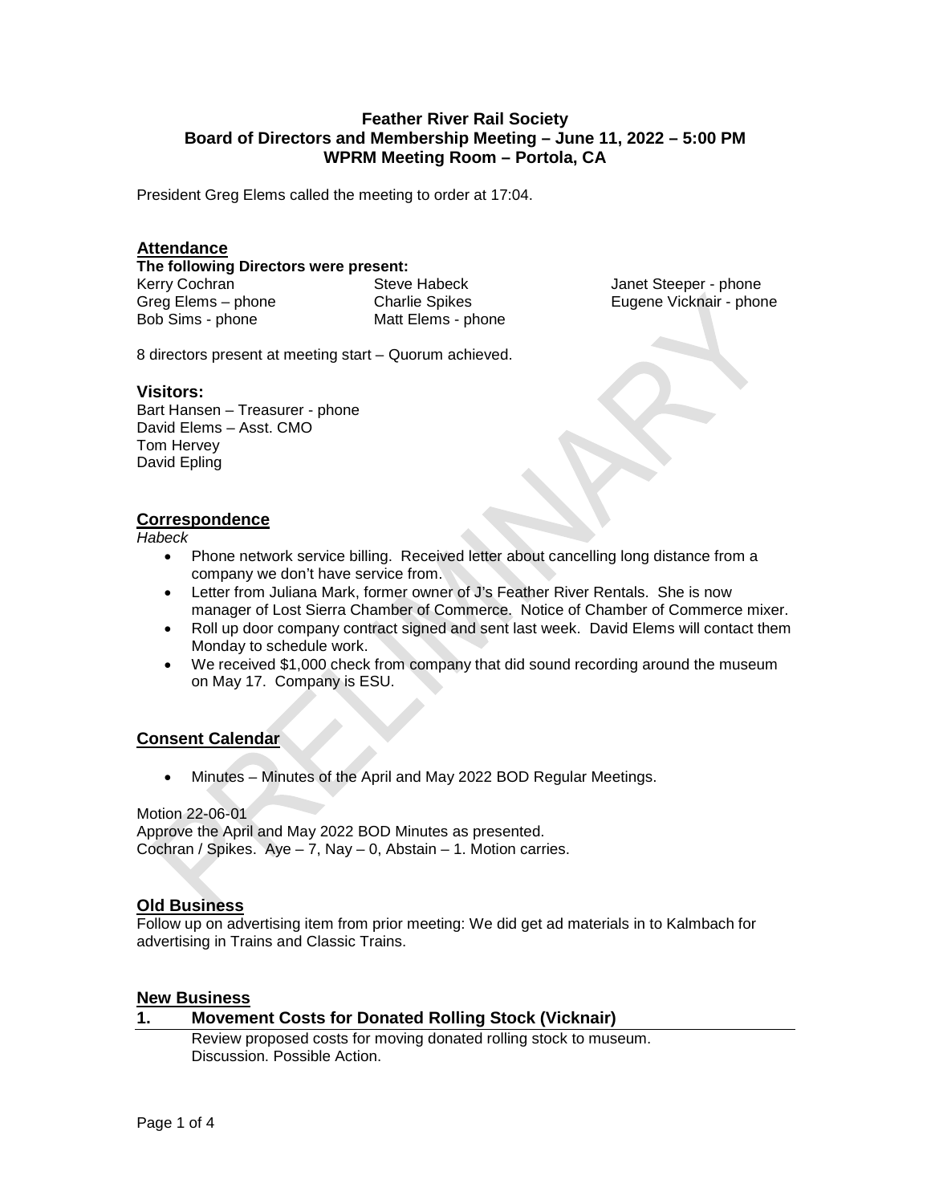# Feather River Rail Society
## Board of Directors and Membership Meeting – June 11, 2022 – 5:00 PM
## WPRM Meeting Room – Portola, CA

President Greg Elems called the meeting to order at 17:04.

### Attendance

**The following Directors were present:**

Kerry Cochran
Greg Elems – phone
Bob Sims - phone
Steve Habeck
Charlie Spikes
Matt Elems - phone
Janet Steeper - phone
Eugene Vicknair - phone

8 directors present at meeting start – Quorum achieved.

### Visitors:

Bart Hansen – Treasurer - phone
David Elems – Asst. CMO
Tom Hervey
David Epling

### Correspondence

*Habeck*

- Phone network service billing. Received letter about cancelling long distance from a company we don't have service from.
- Letter from Juliana Mark, former owner of J's Feather River Rentals. She is now manager of Lost Sierra Chamber of Commerce. Notice of Chamber of Commerce mixer.
- Roll up door company contract signed and sent last week. David Elems will contact them Monday to schedule work.
- We received $1,000 check from company that did sound recording around the museum on May 17. Company is ESU.

### Consent Calendar

- Minutes – Minutes of the April and May 2022 BOD Regular Meetings.

Motion 22-06-01
Approve the April and May 2022 BOD Minutes as presented.
Cochran / Spikes. Aye – 7, Nay – 0, Abstain – 1. Motion carries.

### Old Business

Follow up on advertising item from prior meeting: We did get ad materials in to Kalmbach for advertising in Trains and Classic Trains.

### New Business

#### 1. Movement Costs for Donated Rolling Stock (Vicknair)

Review proposed costs for moving donated rolling stock to museum.
Discussion. Possible Action.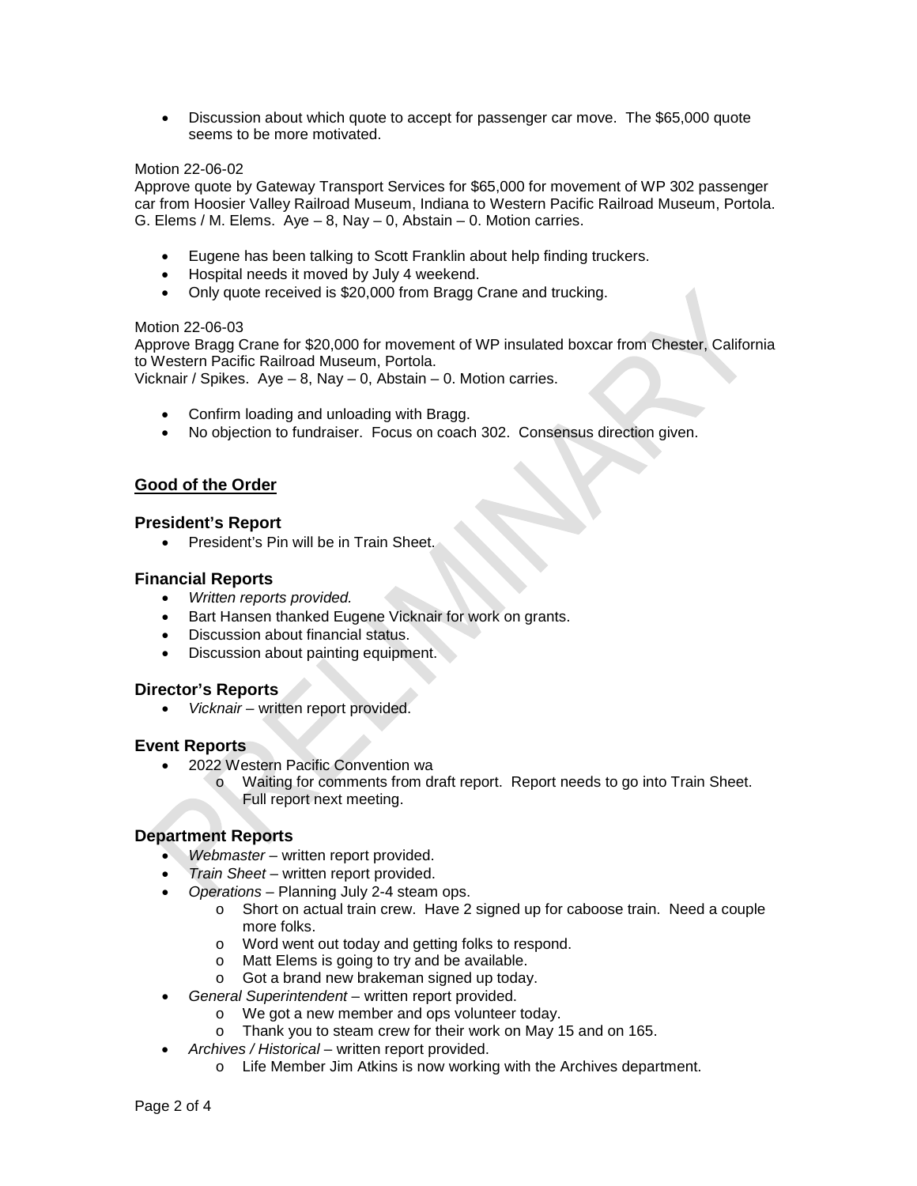- Discussion about which quote to accept for passenger car move. The $65,000 quote seems to be more motivated.

Motion 22-06-02
Approve quote by Gateway Transport Services for $65,000 for movement of WP 302 passenger car from Hoosier Valley Railroad Museum, Indiana to Western Pacific Railroad Museum, Portola. G. Elems / M. Elems. Aye – 8, Nay – 0, Abstain – 0. Motion carries.

- Eugene has been talking to Scott Franklin about help finding truckers.
- Hospital needs it moved by July 4 weekend.
- Only quote received is $20,000 from Bragg Crane and trucking.

Motion 22-06-03
Approve Bragg Crane for $20,000 for movement of WP insulated boxcar from Chester, California to Western Pacific Railroad Museum, Portola.
Vicknair / Spikes. Aye – 8, Nay – 0, Abstain – 0. Motion carries.

- Confirm loading and unloading with Bragg.
- No objection to fundraiser. Focus on coach 302. Consensus direction given.

## Good of the Order

### President's Report

- President's Pin will be in Train Sheet.

### Financial Reports

- *Written reports provided.*
- Bart Hansen thanked Eugene Vicknair for work on grants.
- Discussion about financial status.
- Discussion about painting equipment.

### Director's Reports

- *Vicknair* – written report provided.

### Event Reports

- 2022 Western Pacific Convention wa
  - Waiting for comments from draft report. Report needs to go into Train Sheet. Full report next meeting.

### Department Reports

- *Webmaster* – written report provided.
- *Train Sheet* – written report provided.
- *Operations* – Planning July 2-4 steam ops.
  - Short on actual train crew. Have 2 signed up for caboose train. Need a couple more folks.
  - Word went out today and getting folks to respond.
  - Matt Elems is going to try and be available.
  - Got a brand new brakeman signed up today.
- *General Superintendent* – written report provided.
  - We got a new member and ops volunteer today.
  - Thank you to steam crew for their work on May 15 and on 165.
- *Archives / Historical* – written report provided.
  - Life Member Jim Atkins is now working with the Archives department.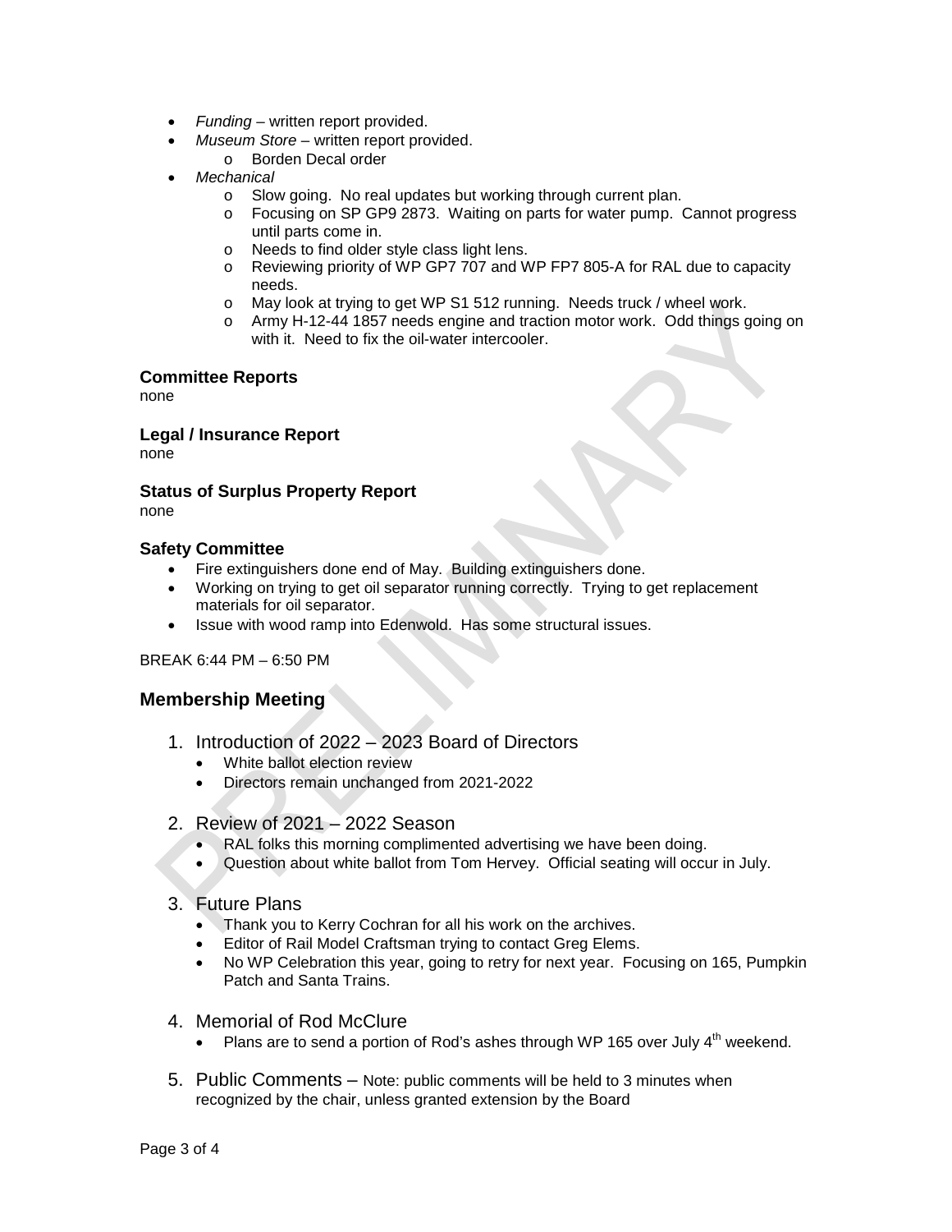- *Funding* – written report provided.
- *Museum Store* – written report provided.
  - Borden Decal order
- *Mechanical*
  - Slow going. No real updates but working through current plan.
  - Focusing on SP GP9 2873. Waiting on parts for water pump. Cannot progress until parts come in.
  - Needs to find older style class light lens.
  - Reviewing priority of WP GP7 707 and WP FP7 805-A for RAL due to capacity needs.
  - May look at trying to get WP S1 512 running. Needs truck / wheel work.
  - Army H-12-44 1857 needs engine and traction motor work. Odd things going on with it. Need to fix the oil-water intercooler.

### Committee Reports

none

### Legal / Insurance Report

none

### Status of Surplus Property Report

none

### Safety Committee

- Fire extinguishers done end of May. Building extinguishers done.
- Working on trying to get oil separator running correctly. Trying to get replacement materials for oil separator.
- Issue with wood ramp into Edenwold. Has some structural issues.

BREAK 6:44 PM – 6:50 PM

## Membership Meeting

1. Introduction of 2022 – 2023 Board of Directors
   - White ballot election review
   - Directors remain unchanged from 2021-2022
2. Review of 2021 – 2022 Season
   - RAL folks this morning complimented advertising we have been doing.
   - Question about white ballot from Tom Hervey. Official seating will occur in July.
3. Future Plans
   - Thank you to Kerry Cochran for all his work on the archives.
   - Editor of Rail Model Craftsman trying to contact Greg Elems.
   - No WP Celebration this year, going to retry for next year. Focusing on 165, Pumpkin Patch and Santa Trains.
4. Memorial of Rod McClure
   - Plans are to send a portion of Rod's ashes through WP 165 over July 4th weekend.
5. Public Comments – Note: public comments will be held to 3 minutes when recognized by the chair, unless granted extension by the Board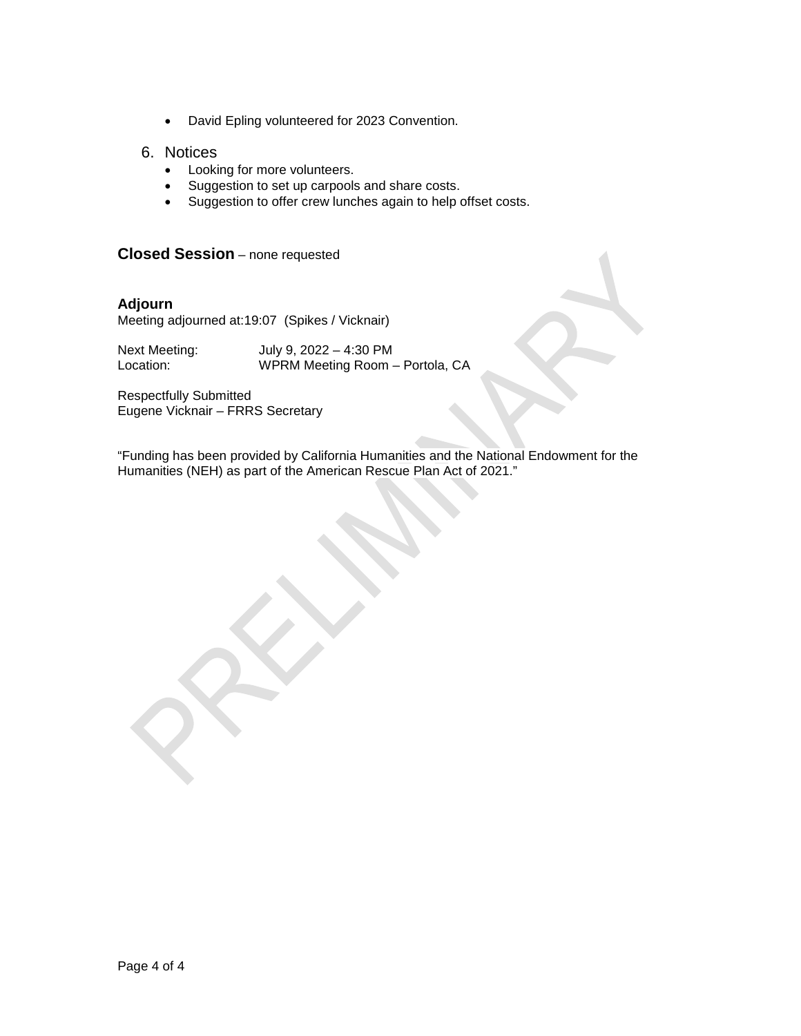- David Epling volunteered for 2023 Convention.

6. Notices
   - Looking for more volunteers.
   - Suggestion to set up carpools and share costs.
   - Suggestion to offer crew lunches again to help offset costs.

## Closed Session – none requested

### Adjourn

Meeting adjourned at:19:07 (Spikes / Vicknair)

Next Meeting: July 9, 2022 – 4:30 PM
Location: WPRM Meeting Room – Portola, CA

Respectfully Submitted
Eugene Vicknair – FRRS Secretary

"Funding has been provided by California Humanities and the National Endowment for the Humanities (NEH) as part of the American Rescue Plan Act of 2021."